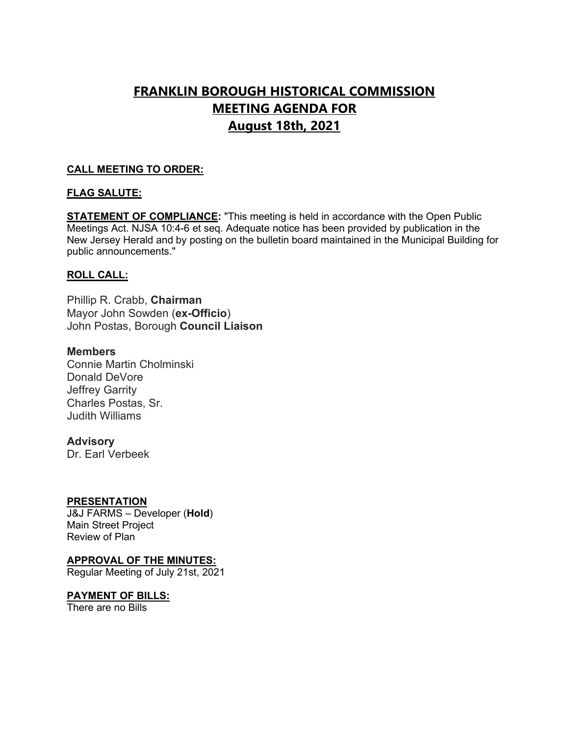# FRANKLIN BOROUGH HISTORICAL COMMISSION
# MEETING AGENDA FOR
# August 18th, 2021

**CALL MEETING TO ORDER:**

**FLAG SALUTE:**

**STATEMENT OF COMPLIANCE:** "This meeting is held in accordance with the Open Public Meetings Act. NJSA 10:4-6 et seq. Adequate notice has been provided by publication in the New Jersey Herald and by posting on the bulletin board maintained in the Municipal Building for public announcements."

**ROLL CALL:**

Phillip R. Crabb, **Chairman**
Mayor John Sowden (**ex-Officio**)
John Postas, Borough **Council Liaison**

### Members

Connie Martin Cholminski
Donald DeVore
Jeffrey Garrity
Charles Postas, Sr.
Judith Williams

### Advisory

Dr. Earl Verbeek

**PRESENTATION**
J&J FARMS – Developer (**Hold**)
Main Street Project
Review of Plan

**APPROVAL OF THE MINUTES:**
Regular Meeting of July 21st, 2021

**PAYMENT OF BILLS:**
There are no Bills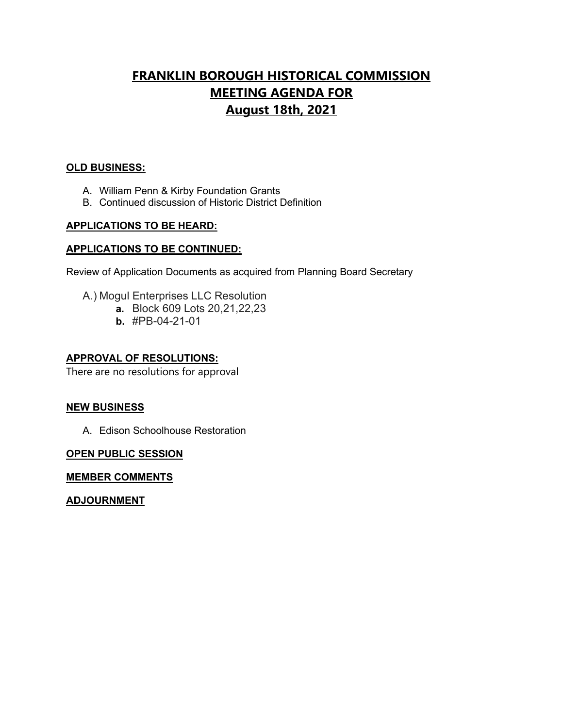# FRANKLIN BOROUGH HISTORICAL COMMISSION
# MEETING AGENDA FOR
# August 18th, 2021

**OLD BUSINESS:**

A. William Penn & Kirby Foundation Grants
B. Continued discussion of Historic District Definition

**APPLICATIONS TO BE HEARD:**

**APPLICATIONS TO BE CONTINUED:**

Review of Application Documents as acquired from Planning Board Secretary

A.) Mogul Enterprises LLC Resolution
- **a.** Block 609 Lots 20,21,22,23
- **b.** #PB-04-21-01

**APPROVAL OF RESOLUTIONS:**

There are no resolutions for approval

**NEW BUSINESS**

A. Edison Schoolhouse Restoration

**OPEN PUBLIC SESSION**

**MEMBER COMMENTS**

**ADJOURNMENT**